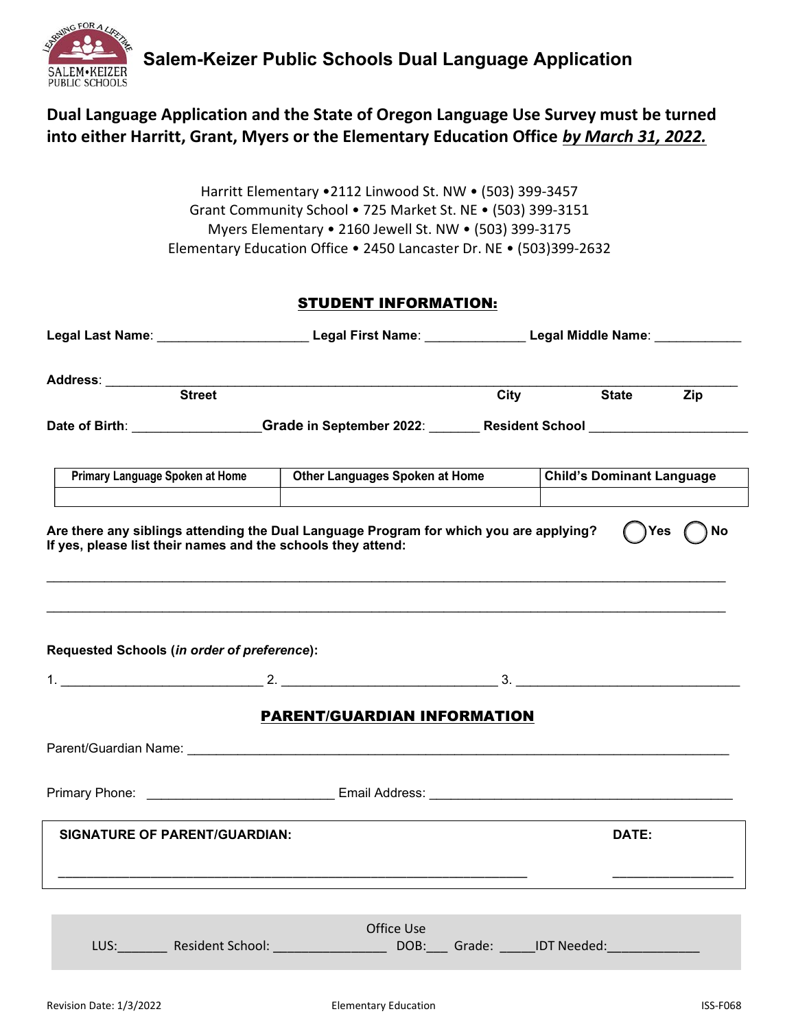# Salem-Keizer Public Schools Dual Language Application

**Dual Language Application and the State of Oregon Language Use Survey must be turned into either Harritt, Grant, Myers or the Elementary Education Office *by March 31, 2022.***

Harritt Elementary •2112 Linwood St. NW • (503) 399-3457
Grant Community School • 725 Market St. NE • (503) 399-3151
Myers Elementary • 2160 Jewell St. NW • (503) 399-3175
Elementary Education Office • 2450 Lancaster Dr. NE • (503)399-2632

## STUDENT INFORMATION:

**Legal Last Name**: ____________________ **Legal First Name**: _____________ **Legal Middle Name**: ___________

**Address**: ________________________________________________________________________________
**Street** **City** **State** **Zip**

**Date of Birth**: ________________ **Grade in September 2022**: _______ **Resident School** ____________________

| Primary Language Spoken at Home | Other Languages Spoken at Home | Child's Dominant Language |
|---|---|---|
| | | |

**Are there any siblings attending the Dual Language Program for which you are applying?** ◯ **Yes** ◯ **No**
**If yes, please list their names and the schools they attend:**

________________________________________________________________________________

________________________________________________________________________________

**Requested Schools (*in order of preference*):**

1. __________________________ 2. ____________________________ 3. ____________________________

## PARENT/GUARDIAN INFORMATION

Parent/Guardian Name: ________________________________________________________________________

Primary Phone: _________________________ Email Address: ________________________________________

| SIGNATURE OF PARENT/GUARDIAN: | DATE: |
|---|---|
| ______________________________________________________________ | ________________ |

Office Use
LUS:_______ Resident School: _______________ DOB:___ Grade: _____IDT Needed:____________

Revision Date: 1/3/2022 Elementary Education ISS-F068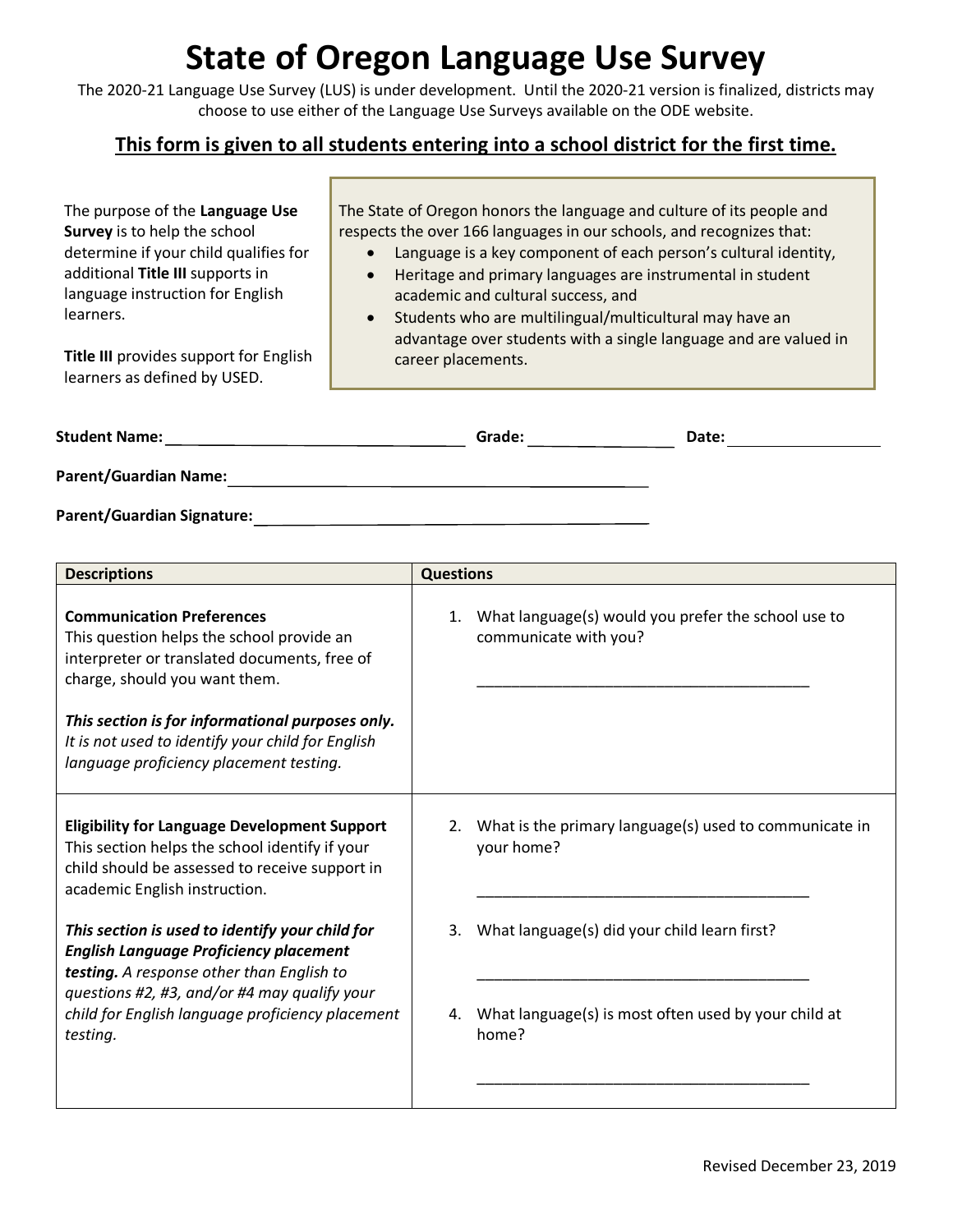# State of Oregon Language Use Survey

The 2020-21 Language Use Survey (LUS) is under development. Until the 2020-21 version is finalized, districts may choose to use either of the Language Use Surveys available on the ODE website.

## **<u>This form is given to all students entering into a school district for the first time.</u>**

The purpose of the **Language Use Survey** is to help the school determine if your child qualifies for additional **Title III** supports in language instruction for English learners.

**Title III** provides support for English learners as defined by USED.

The State of Oregon honors the language and culture of its people and respects the over 166 languages in our schools, and recognizes that:

- Language is a key component of each person's cultural identity,
- Heritage and primary languages are instrumental in student academic and cultural success, and
- Students who are multilingual/multicultural may have an advantage over students with a single language and are valued in career placements.

**Student Name:** ______________________ **Grade:** ____________ **Date:** ____________

**Parent/Guardian Name:** ______________________________

**Parent/Guardian Signature:** ______________________________

| Descriptions | Questions |
|---|---|
| **Communication Preferences**<br>This question helps the school provide an interpreter or translated documents, free of charge, should you want them.<br><br>***This section is for informational purposes only.*** *It is not used to identify your child for English language proficiency placement testing.* | 1. What language(s) would you prefer the school use to communicate with you?<br><br>______________________________ |
| **Eligibility for Language Development Support**<br>This section helps the school identify if your child should be assessed to receive support in academic English instruction.<br><br>***This section is used to identify your child for English Language Proficiency placement testing.*** *A response other than English to questions #2, #3, and/or #4 may qualify your child for English language proficiency placement testing.* | 2. What is the primary language(s) used to communicate in your home?<br><br>______________________________<br><br>3. What language(s) did your child learn first?<br><br>______________________________<br><br>4. What language(s) is most often used by your child at home?<br><br>______________________________ |

Revised December 23, 2019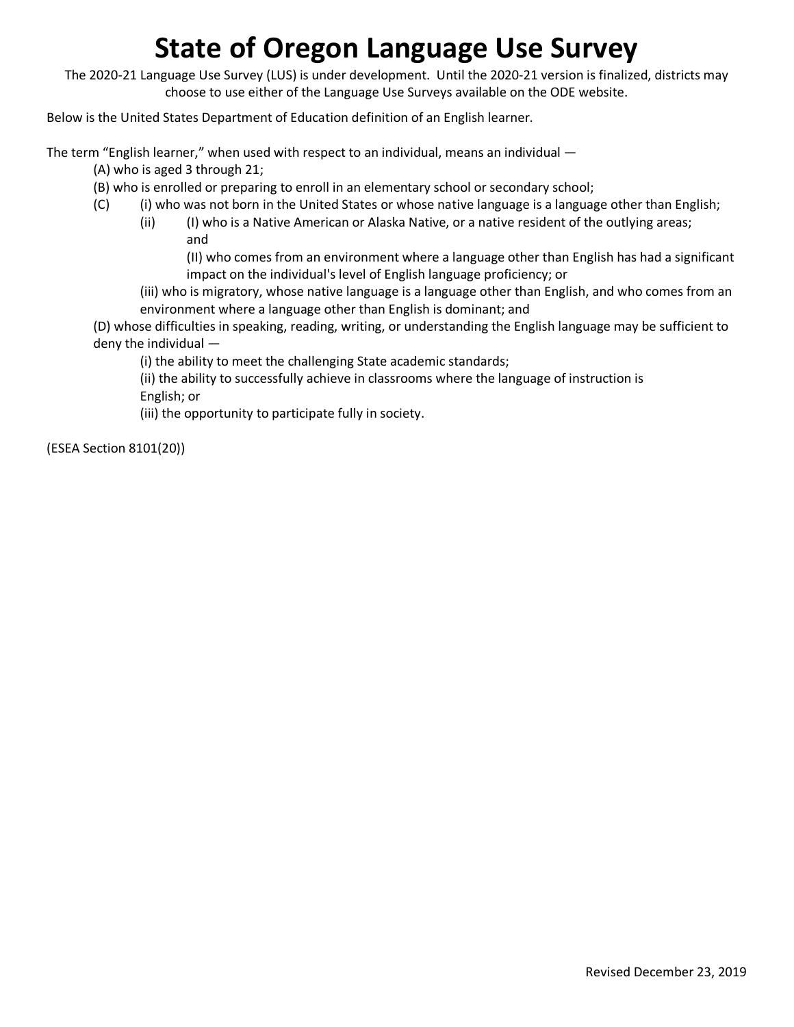# State of Oregon Language Use Survey

The 2020-21 Language Use Survey (LUS) is under development. Until the 2020-21 version is finalized, districts may choose to use either of the Language Use Surveys available on the ODE website.

Below is the United States Department of Education definition of an English learner.

The term "English learner," when used with respect to an individual, means an individual —

(A) who is aged 3 through 21;

(B) who is enrolled or preparing to enroll in an elementary school or secondary school;

(C) (i) who was not born in the United States or whose native language is a language other than English;

(ii) (I) who is a Native American or Alaska Native, or a native resident of the outlying areas; and

(II) who comes from an environment where a language other than English has had a significant impact on the individual's level of English language proficiency; or

(iii) who is migratory, whose native language is a language other than English, and who comes from an environment where a language other than English is dominant; and

(D) whose difficulties in speaking, reading, writing, or understanding the English language may be sufficient to deny the individual —

(i) the ability to meet the challenging State academic standards;

(ii) the ability to successfully achieve in classrooms where the language of instruction is English; or

(iii) the opportunity to participate fully in society.

(ESEA Section 8101(20))

Revised December 23, 2019